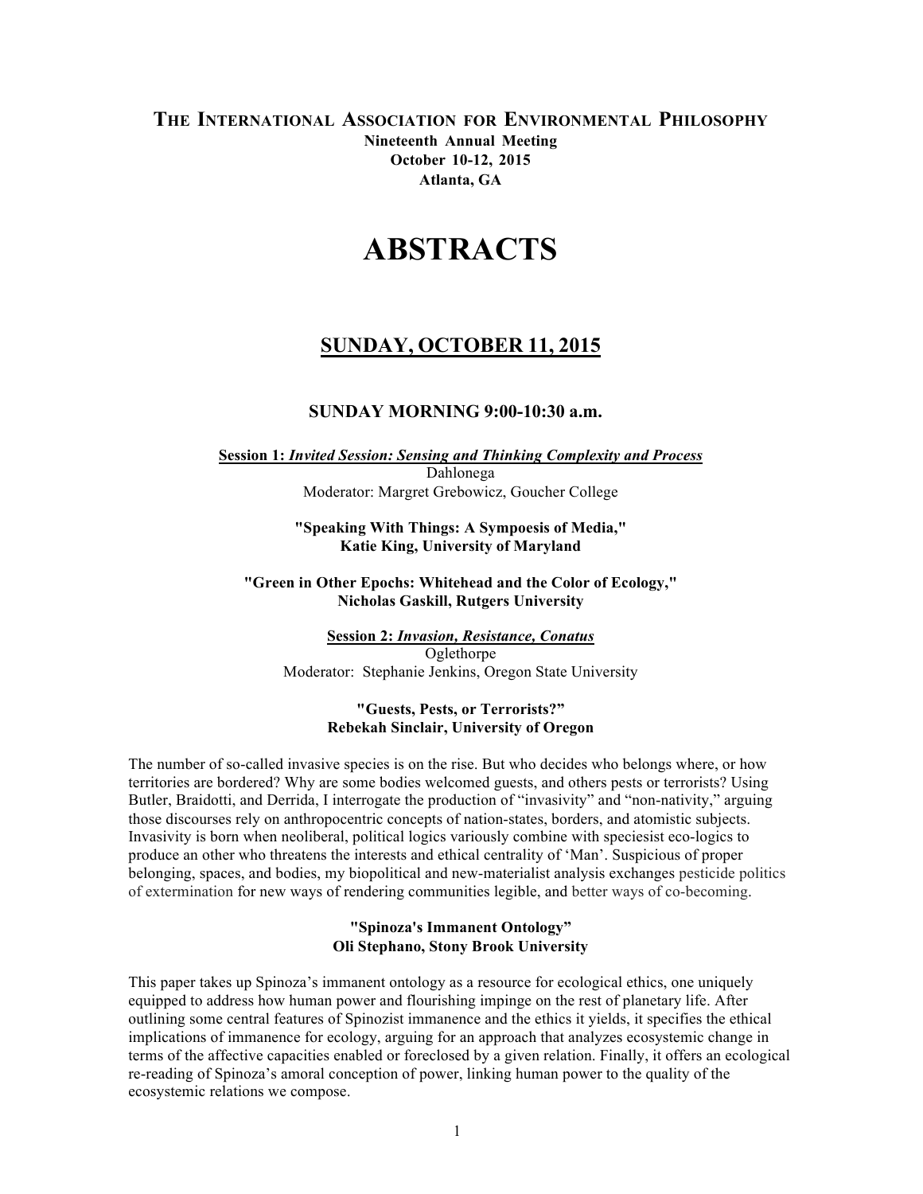# The International Association for Environmental Philosophy

**Nineteenth Annual Meeting**
**October 10-12, 2015**
**Atlanta, GA**

# ABSTRACTS

## SUNDAY, OCTOBER 11, 2015

### SUNDAY MORNING 9:00-10:30 a.m.

**Session 1: *Invited Session: Sensing and Thinking Complexity and Process***
Dahlonega
Moderator: Margret Grebowicz, Goucher College

**"Speaking With Things: A Sympoesis of Media,"**
**Katie King, University of Maryland**

**"Green in Other Epochs: Whitehead and the Color of Ecology,"**
**Nicholas Gaskill, Rutgers University**

**Session 2: *Invasion, Resistance, Conatus***
Oglethorpe
Moderator: Stephanie Jenkins, Oregon State University

**"Guests, Pests, or Terrorists?"**
**Rebekah Sinclair, University of Oregon**

The number of so-called invasive species is on the rise. But who decides who belongs where, or how territories are bordered? Why are some bodies welcomed guests, and others pests or terrorists? Using Butler, Braidotti, and Derrida, I interrogate the production of "invasivity" and "non-nativity," arguing those discourses rely on anthropocentric concepts of nation-states, borders, and atomistic subjects. Invasivity is born when neoliberal, political logics variously combine with speciesist eco-logics to produce an other who threatens the interests and ethical centrality of 'Man'. Suspicious of proper belonging, spaces, and bodies, my biopolitical and new-materialist analysis exchanges pesticide politics of extermination for new ways of rendering communities legible, and better ways of co-becoming.

**"Spinoza's Immanent Ontology"**
**Oli Stephano, Stony Brook University**

This paper takes up Spinoza's immanent ontology as a resource for ecological ethics, one uniquely equipped to address how human power and flourishing impinge on the rest of planetary life. After outlining some central features of Spinozist immanence and the ethics it yields, it specifies the ethical implications of immanence for ecology, arguing for an approach that analyzes ecosystemic change in terms of the affective capacities enabled or foreclosed by a given relation. Finally, it offers an ecological re-reading of Spinoza's amoral conception of power, linking human power to the quality of the ecosystemic relations we compose.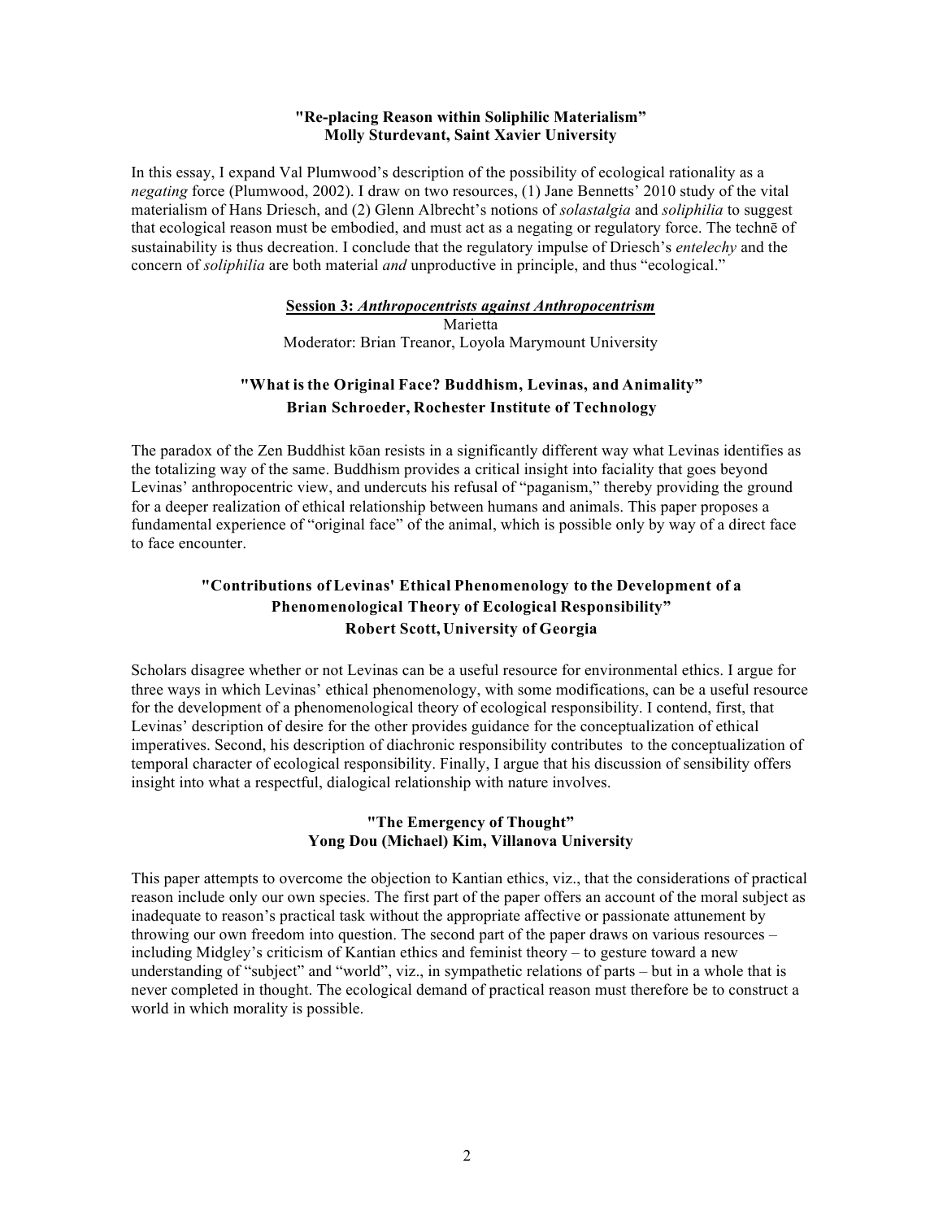**"Re-placing Reason within Soliphilic Materialism"**
**Molly Sturdevant, Saint Xavier University**

In this essay, I expand Val Plumwood's description of the possibility of ecological rationality as a *negating* force (Plumwood, 2002). I draw on two resources, (1) Jane Bennetts' 2010 study of the vital materialism of Hans Driesch, and (2) Glenn Albrecht's notions of *solastalgia* and *soliphilia* to suggest that ecological reason must be embodied, and must act as a negating or regulatory force. The technē of sustainability is thus decreation. I conclude that the regulatory impulse of Driesch's *entelechy* and the concern of *soliphilia* are both material *and* unproductive in principle, and thus "ecological."

## Session 3: *Anthropocentrists against Anthropocentrism*

Marietta
Moderator: Brian Treanor, Loyola Marymount University

**"What is the Original Face? Buddhism, Levinas, and Animality"**
**Brian Schroeder, Rochester Institute of Technology**

The paradox of the Zen Buddhist kōan resists in a significantly different way what Levinas identifies as the totalizing way of the same. Buddhism provides a critical insight into faciality that goes beyond Levinas' anthropocentric view, and undercuts his refusal of "paganism," thereby providing the ground for a deeper realization of ethical relationship between humans and animals. This paper proposes a fundamental experience of "original face" of the animal, which is possible only by way of a direct face to face encounter.

**"Contributions of Levinas' Ethical Phenomenology to the Development of a Phenomenological Theory of Ecological Responsibility"**
**Robert Scott, University of Georgia**

Scholars disagree whether or not Levinas can be a useful resource for environmental ethics. I argue for three ways in which Levinas' ethical phenomenology, with some modifications, can be a useful resource for the development of a phenomenological theory of ecological responsibility. I contend, first, that Levinas' description of desire for the other provides guidance for the conceptualization of ethical imperatives. Second, his description of diachronic responsibility contributes to the conceptualization of temporal character of ecological responsibility. Finally, I argue that his discussion of sensibility offers insight into what a respectful, dialogical relationship with nature involves.

**"The Emergency of Thought"**
**Yong Dou (Michael) Kim, Villanova University**

This paper attempts to overcome the objection to Kantian ethics, viz., that the considerations of practical reason include only our own species. The first part of the paper offers an account of the moral subject as inadequate to reason's practical task without the appropriate affective or passionate attunement by throwing our own freedom into question. The second part of the paper draws on various resources – including Midgley's criticism of Kantian ethics and feminist theory – to gesture toward a new understanding of "subject" and "world", viz., in sympathetic relations of parts – but in a whole that is never completed in thought. The ecological demand of practical reason must therefore be to construct a world in which morality is possible.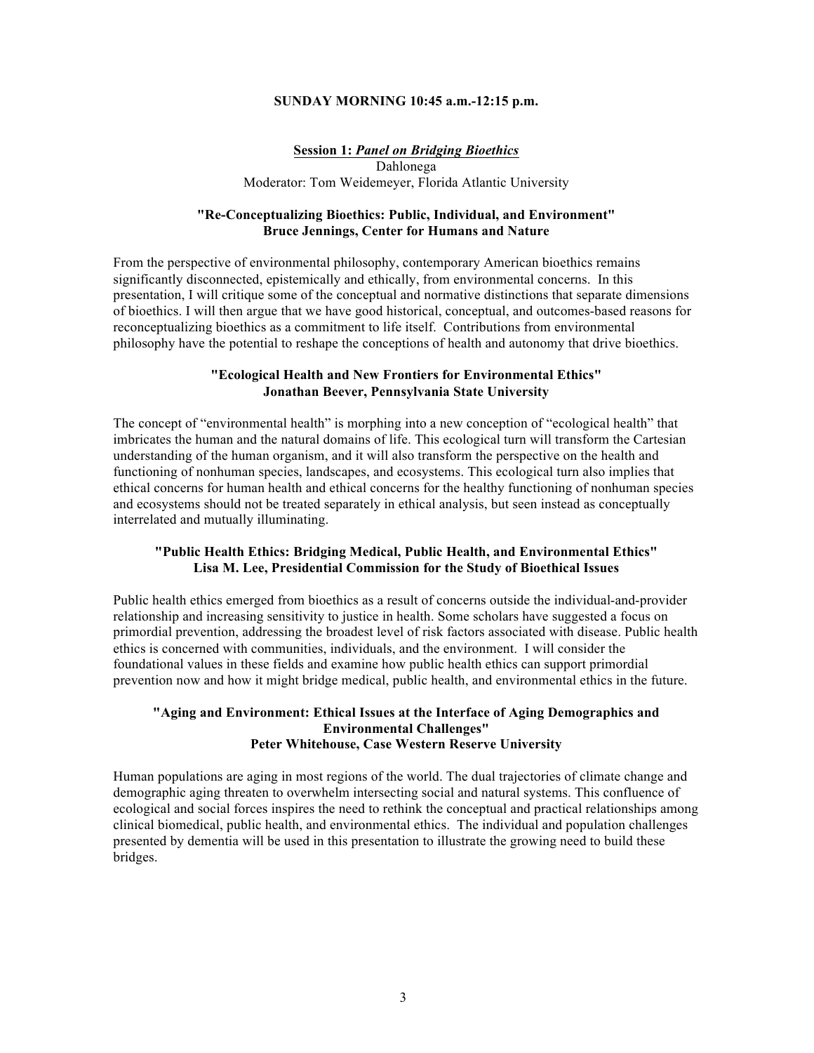**SUNDAY MORNING 10:45 a.m.-12:15 p.m.**

**Session 1: *Panel on Bridging Bioethics***
Dahlonega
Moderator: Tom Weidemeyer, Florida Atlantic University

**"Re-Conceptualizing Bioethics: Public, Individual, and Environment"**
**Bruce Jennings, Center for Humans and Nature**

From the perspective of environmental philosophy, contemporary American bioethics remains significantly disconnected, epistemically and ethically, from environmental concerns. In this presentation, I will critique some of the conceptual and normative distinctions that separate dimensions of bioethics. I will then argue that we have good historical, conceptual, and outcomes-based reasons for reconceptualizing bioethics as a commitment to life itself. Contributions from environmental philosophy have the potential to reshape the conceptions of health and autonomy that drive bioethics.

**"Ecological Health and New Frontiers for Environmental Ethics"**
**Jonathan Beever, Pennsylvania State University**

The concept of "environmental health" is morphing into a new conception of "ecological health" that imbricates the human and the natural domains of life. This ecological turn will transform the Cartesian understanding of the human organism, and it will also transform the perspective on the health and functioning of nonhuman species, landscapes, and ecosystems. This ecological turn also implies that ethical concerns for human health and ethical concerns for the healthy functioning of nonhuman species and ecosystems should not be treated separately in ethical analysis, but seen instead as conceptually interrelated and mutually illuminating.

**"Public Health Ethics: Bridging Medical, Public Health, and Environmental Ethics"**
**Lisa M. Lee, Presidential Commission for the Study of Bioethical Issues**

Public health ethics emerged from bioethics as a result of concerns outside the individual-and-provider relationship and increasing sensitivity to justice in health. Some scholars have suggested a focus on primordial prevention, addressing the broadest level of risk factors associated with disease. Public health ethics is concerned with communities, individuals, and the environment. I will consider the foundational values in these fields and examine how public health ethics can support primordial prevention now and how it might bridge medical, public health, and environmental ethics in the future.

**"Aging and Environment: Ethical Issues at the Interface of Aging Demographics and Environmental Challenges"**
**Peter Whitehouse, Case Western Reserve University**

Human populations are aging in most regions of the world. The dual trajectories of climate change and demographic aging threaten to overwhelm intersecting social and natural systems. This confluence of ecological and social forces inspires the need to rethink the conceptual and practical relationships among clinical biomedical, public health, and environmental ethics. The individual and population challenges presented by dementia will be used in this presentation to illustrate the growing need to build these bridges.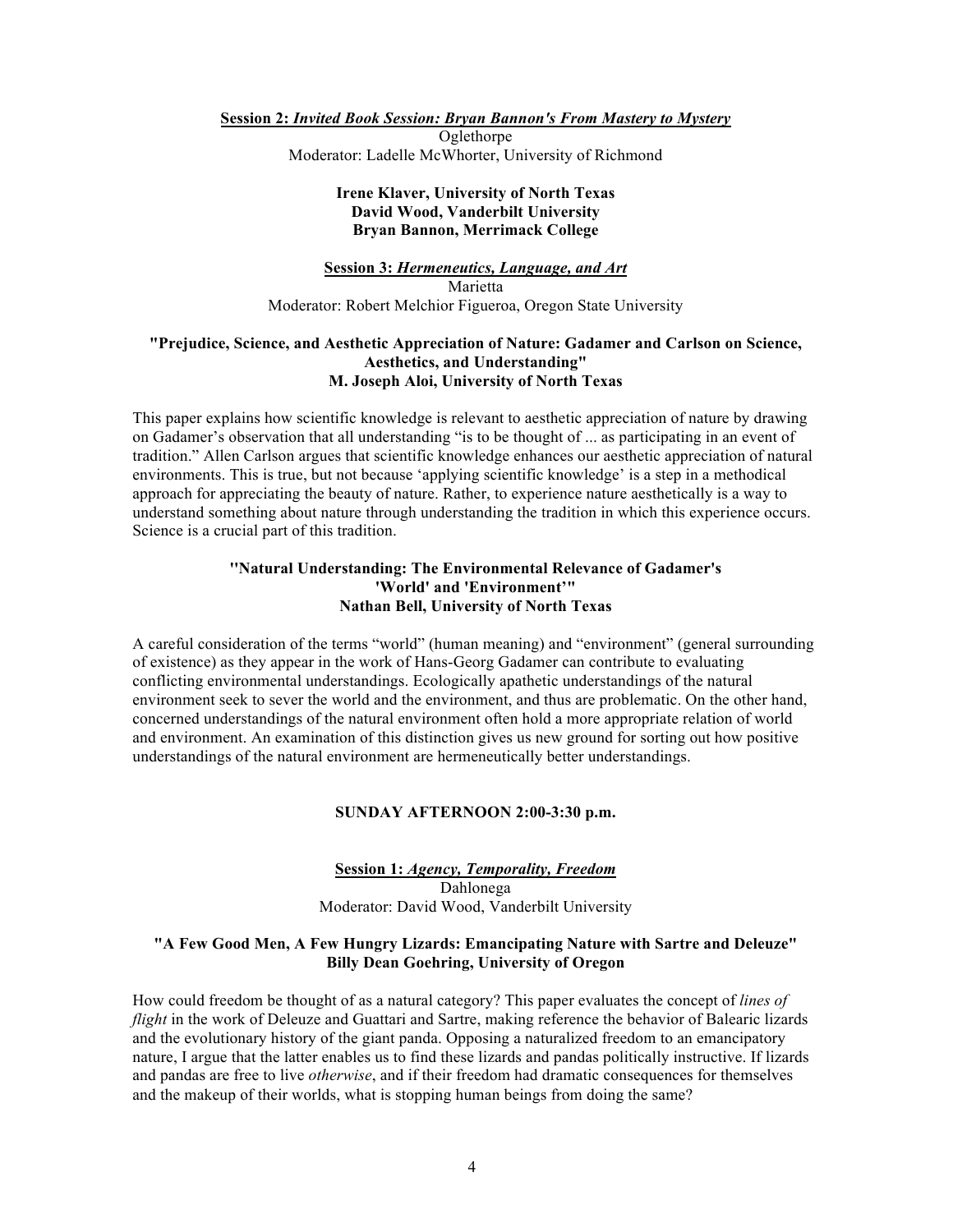**Session 2:** ***Invited Book Session: Bryan Bannon's From Mastery to Mystery***
Oglethorpe
Moderator: Ladelle McWhorter, University of Richmond

**Irene Klaver, University of North Texas**
**David Wood, Vanderbilt University**
**Bryan Bannon, Merrimack College**

**Session 3:** ***Hermeneutics, Language, and Art***
Marietta
Moderator: Robert Melchior Figueroa, Oregon State University

**"Prejudice, Science, and Aesthetic Appreciation of Nature: Gadamer and Carlson on Science, Aesthetics, and Understanding"**
**M. Joseph Aloi, University of North Texas**

This paper explains how scientific knowledge is relevant to aesthetic appreciation of nature by drawing on Gadamer's observation that all understanding "is to be thought of ... as participating in an event of tradition." Allen Carlson argues that scientific knowledge enhances our aesthetic appreciation of natural environments. This is true, but not because 'applying scientific knowledge' is a step in a methodical approach for appreciating the beauty of nature. Rather, to experience nature aesthetically is a way to understand something about nature through understanding the tradition in which this experience occurs. Science is a crucial part of this tradition.

**"Natural Understanding: The Environmental Relevance of Gadamer's 'World' and 'Environment'"**
**Nathan Bell, University of North Texas**

A careful consideration of the terms "world" (human meaning) and "environment" (general surrounding of existence) as they appear in the work of Hans-Georg Gadamer can contribute to evaluating conflicting environmental understandings. Ecologically apathetic understandings of the natural environment seek to sever the world and the environment, and thus are problematic. On the other hand, concerned understandings of the natural environment often hold a more appropriate relation of world and environment. An examination of this distinction gives us new ground for sorting out how positive understandings of the natural environment are hermeneutically better understandings.

## SUNDAY AFTERNOON 2:00-3:30 p.m.

**Session 1:** ***Agency, Temporality, Freedom***
Dahlonega
Moderator: David Wood, Vanderbilt University

**"A Few Good Men, A Few Hungry Lizards: Emancipating Nature with Sartre and Deleuze"**
**Billy Dean Goehring, University of Oregon**

How could freedom be thought of as a natural category? This paper evaluates the concept of *lines of flight* in the work of Deleuze and Guattari and Sartre, making reference the behavior of Balearic lizards and the evolutionary history of the giant panda. Opposing a naturalized freedom to an emancipatory nature, I argue that the latter enables us to find these lizards and pandas politically instructive. If lizards and pandas are free to live *otherwise*, and if their freedom had dramatic consequences for themselves and the makeup of their worlds, what is stopping human beings from doing the same?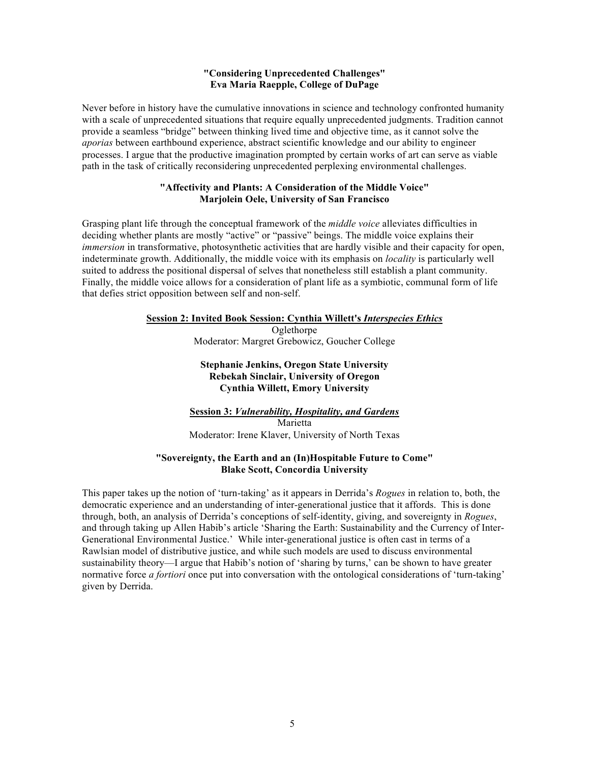**"Considering Unprecedented Challenges"**
**Eva Maria Raepple, College of DuPage**

Never before in history have the cumulative innovations in science and technology confronted humanity with a scale of unprecedented situations that require equally unprecedented judgments. Tradition cannot provide a seamless "bridge" between thinking lived time and objective time, as it cannot solve the *aporias* between earthbound experience, abstract scientific knowledge and our ability to engineer processes. I argue that the productive imagination prompted by certain works of art can serve as viable path in the task of critically reconsidering unprecedented perplexing environmental challenges.

**"Affectivity and Plants: A Consideration of the Middle Voice"**
**Marjolein Oele, University of San Francisco**

Grasping plant life through the conceptual framework of the *middle voice* alleviates difficulties in deciding whether plants are mostly "active" or "passive" beings. The middle voice explains their *immersion* in transformative, photosynthetic activities that are hardly visible and their capacity for open, indeterminate growth. Additionally, the middle voice with its emphasis on *locality* is particularly well suited to address the positional dispersal of selves that nonetheless still establish a plant community. Finally, the middle voice allows for a consideration of plant life as a symbiotic, communal form of life that defies strict opposition between self and non-self.

## Session 2: Invited Book Session: Cynthia Willett's *Interspecies Ethics*

Oglethorpe
Moderator: Margret Grebowicz, Goucher College

**Stephanie Jenkins, Oregon State University**
**Rebekah Sinclair, University of Oregon**
**Cynthia Willett, Emory University**

## Session 3: *Vulnerability, Hospitality, and Gardens*

Marietta
Moderator: Irene Klaver, University of North Texas

**"Sovereignty, the Earth and an (In)Hospitable Future to Come"**
**Blake Scott, Concordia University**

This paper takes up the notion of 'turn-taking' as it appears in Derrida's *Rogues* in relation to, both, the democratic experience and an understanding of inter-generational justice that it affords. This is done through, both, an analysis of Derrida's conceptions of self-identity, giving, and sovereignty in *Rogues*, and through taking up Allen Habib's article 'Sharing the Earth: Sustainability and the Currency of Inter-Generational Environmental Justice.' While inter-generational justice is often cast in terms of a Rawlsian model of distributive justice, and while such models are used to discuss environmental sustainability theory—I argue that Habib's notion of 'sharing by turns,' can be shown to have greater normative force *a fortiori* once put into conversation with the ontological considerations of 'turn-taking' given by Derrida.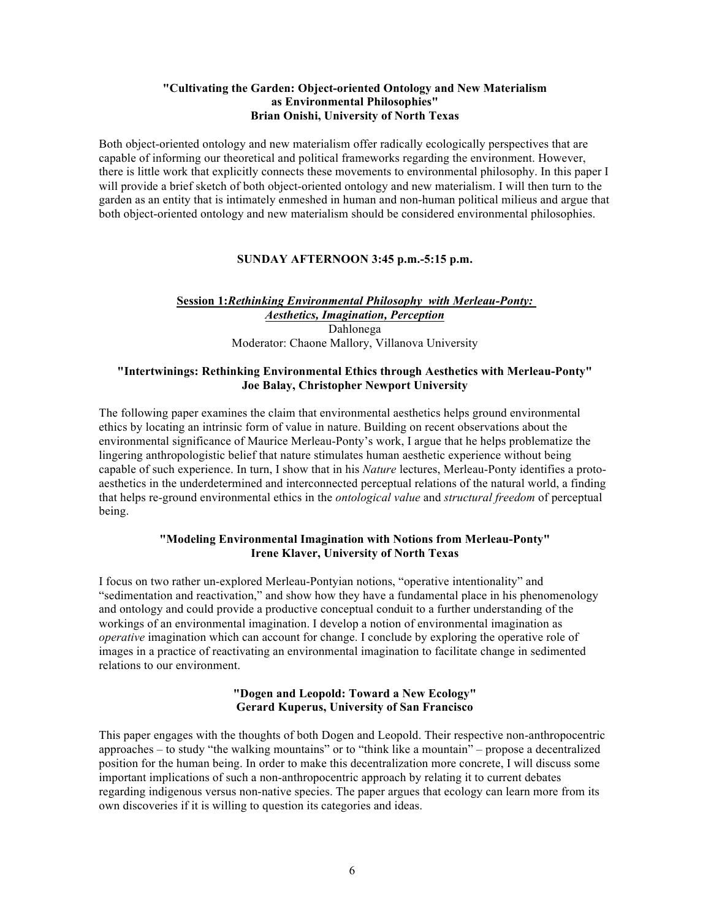**"Cultivating the Garden: Object-oriented Ontology and New Materialism as Environmental Philosophies"**
**Brian Onishi, University of North Texas**

Both object-oriented ontology and new materialism offer radically ecologically perspectives that are capable of informing our theoretical and political frameworks regarding the environment. However, there is little work that explicitly connects these movements to environmental philosophy. In this paper I will provide a brief sketch of both object-oriented ontology and new materialism. I will then turn to the garden as an entity that is intimately enmeshed in human and non-human political milieus and argue that both object-oriented ontology and new materialism should be considered environmental philosophies.

## SUNDAY AFTERNOON 3:45 p.m.-5:15 p.m.

### Session 1: *Rethinking Environmental Philosophy with Merleau-Ponty: Aesthetics, Imagination, Perception*

Dahlonega
Moderator: Chaone Mallory, Villanova University

**"Intertwinings: Rethinking Environmental Ethics through Aesthetics with Merleau-Ponty"**
**Joe Balay, Christopher Newport University**

The following paper examines the claim that environmental aesthetics helps ground environmental ethics by locating an intrinsic form of value in nature. Building on recent observations about the environmental significance of Maurice Merleau-Ponty's work, I argue that he helps problematize the lingering anthropologistic belief that nature stimulates human aesthetic experience without being capable of such experience. In turn, I show that in his *Nature* lectures, Merleau-Ponty identifies a proto-aesthetics in the underdetermined and interconnected perceptual relations of the natural world, a finding that helps re-ground environmental ethics in the *ontological value* and *structural freedom* of perceptual being.

**"Modeling Environmental Imagination with Notions from Merleau-Ponty"**
**Irene Klaver, University of North Texas**

I focus on two rather un-explored Merleau-Pontyian notions, "operative intentionality" and "sedimentation and reactivation," and show how they have a fundamental place in his phenomenology and ontology and could provide a productive conceptual conduit to a further understanding of the workings of an environmental imagination. I develop a notion of environmental imagination as *operative* imagination which can account for change. I conclude by exploring the operative role of images in a practice of reactivating an environmental imagination to facilitate change in sedimented relations to our environment.

**"Dogen and Leopold: Toward a New Ecology"**
**Gerard Kuperus, University of San Francisco**

This paper engages with the thoughts of both Dogen and Leopold. Their respective non-anthropocentric approaches – to study "the walking mountains" or to "think like a mountain" – propose a decentralized position for the human being. In order to make this decentralization more concrete, I will discuss some important implications of such a non-anthropocentric approach by relating it to current debates regarding indigenous versus non-native species. The paper argues that ecology can learn more from its own discoveries if it is willing to question its categories and ideas.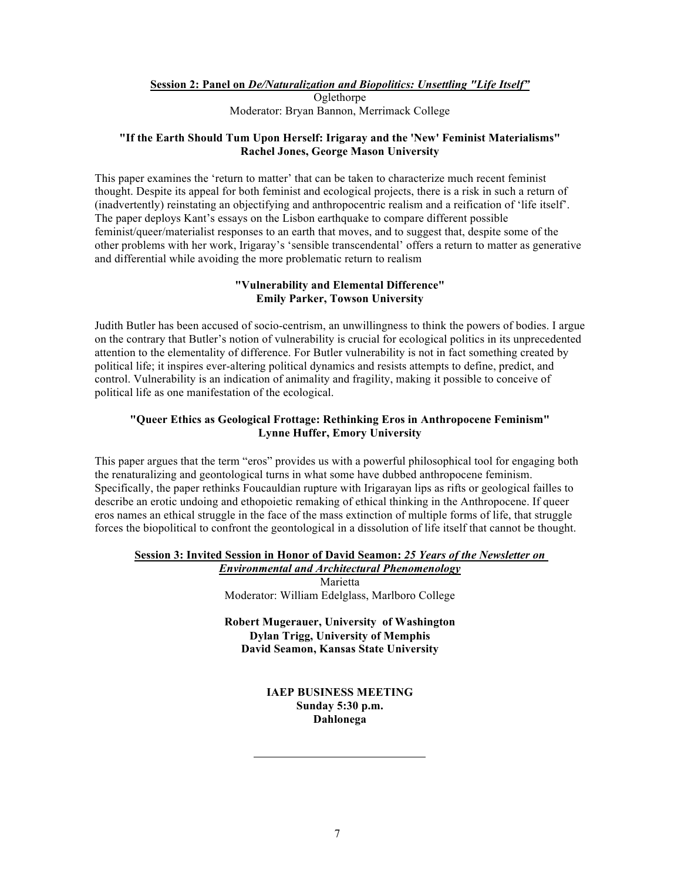**Session 2: Panel on *De/Naturalization and Biopolitics: Unsettling "Life Itself"***

Oglethorpe

Moderator: Bryan Bannon, Merrimack College

**"If the Earth Should Tum Upon Herself: Irigaray and the 'New' Feminist Materialisms"**
**Rachel Jones, George Mason University**

This paper examines the 'return to matter' that can be taken to characterize much recent feminist thought. Despite its appeal for both feminist and ecological projects, there is a risk in such a return of (inadvertently) reinstating an objectifying and anthropocentric realism and a reification of 'life itself'. The paper deploys Kant's essays on the Lisbon earthquake to compare different possible feminist/queer/materialist responses to an earth that moves, and to suggest that, despite some of the other problems with her work, Irigaray's 'sensible transcendental' offers a return to matter as generative and differential while avoiding the more problematic return to realism

**"Vulnerability and Elemental Difference"**
**Emily Parker, Towson University**

Judith Butler has been accused of socio-centrism, an unwillingness to think the powers of bodies. I argue on the contrary that Butler's notion of vulnerability is crucial for ecological politics in its unprecedented attention to the elementality of difference. For Butler vulnerability is not in fact something created by political life; it inspires ever-altering political dynamics and resists attempts to define, predict, and control. Vulnerability is an indication of animality and fragility, making it possible to conceive of political life as one manifestation of the ecological.

**"Queer Ethics as Geological Frottage: Rethinking Eros in Anthropocene Feminism"**
**Lynne Huffer, Emory University**

This paper argues that the term "eros" provides us with a powerful philosophical tool for engaging both the renaturalizing and geontological turns in what some have dubbed anthropocene feminism. Specifically, the paper rethinks Foucauldian rupture with Irigarayan lips as rifts or geological failles to describe an erotic undoing and ethopoietic remaking of ethical thinking in the Anthropocene. If queer eros names an ethical struggle in the face of the mass extinction of multiple forms of life, that struggle forces the biopolitical to confront the geontological in a dissolution of life itself that cannot be thought.

**Session 3: Invited Session in Honor of David Seamon: *25 Years of the Newsletter on Environmental and Architectural Phenomenology***

Marietta

Moderator: William Edelglass, Marlboro College

**Robert Mugerauer, University of Washington**
**Dylan Trigg, University of Memphis**
**David Seamon, Kansas State University**

**IAEP BUSINESS MEETING**
**Sunday 5:30 p.m.**
**Dahlonega**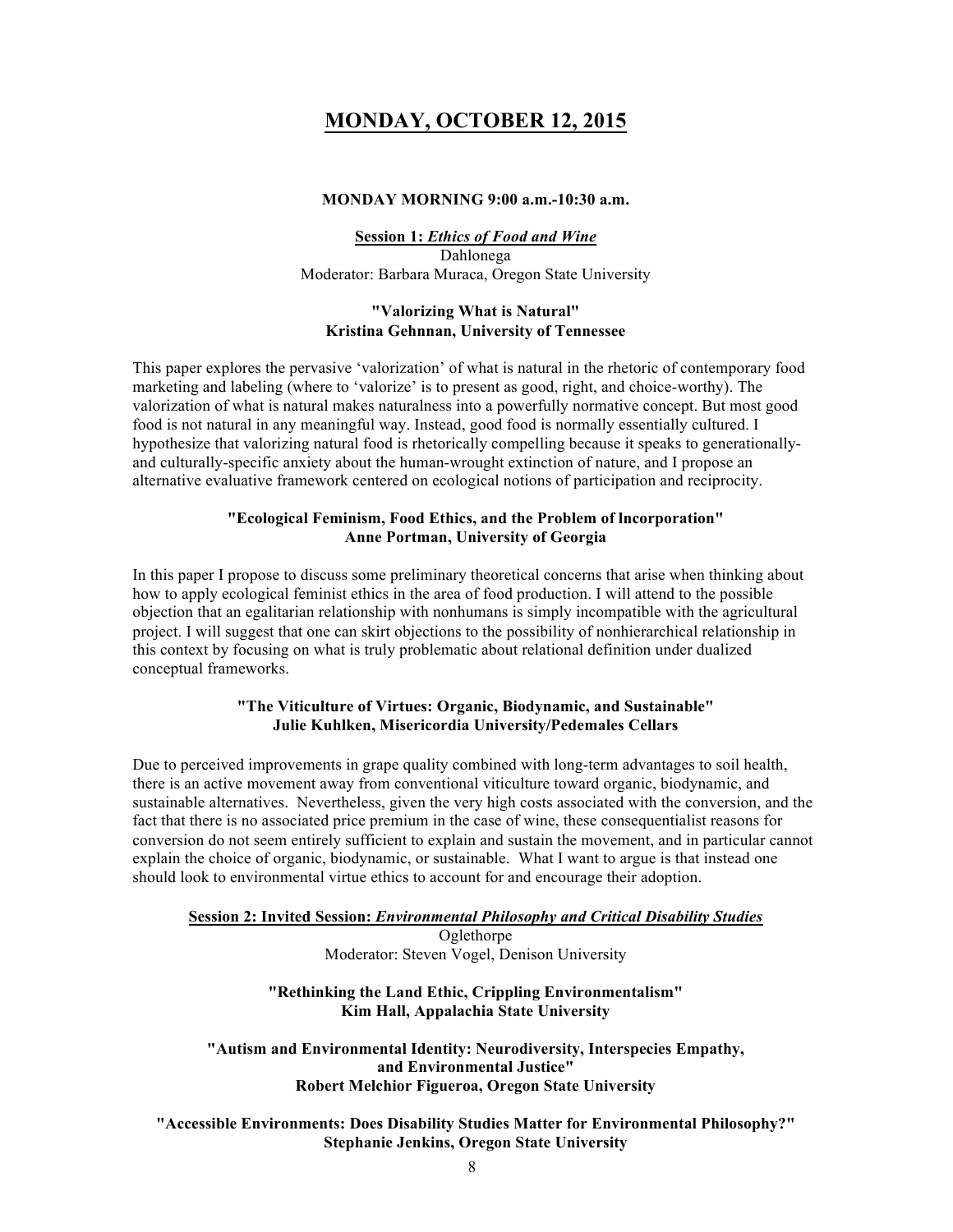# MONDAY, OCTOBER 12, 2015

**MONDAY MORNING 9:00 a.m.-10:30 a.m.**

**Session 1: *Ethics of Food and Wine***

Dahlonega

Moderator: Barbara Muraca, Oregon State University

**"Valorizing What is Natural"**
**Kristina Gehnnan, University of Tennessee**

This paper explores the pervasive 'valorization' of what is natural in the rhetoric of contemporary food marketing and labeling (where to 'valorize' is to present as good, right, and choice-worthy). The valorization of what is natural makes naturalness into a powerfully normative concept. But most good food is not natural in any meaningful way. Instead, good food is normally essentially cultured. I hypothesize that valorizing natural food is rhetorically compelling because it speaks to generationally- and culturally-specific anxiety about the human-wrought extinction of nature, and I propose an alternative evaluative framework centered on ecological notions of participation and reciprocity.

**"Ecological Feminism, Food Ethics, and the Problem of lncorporation"**
**Anne Portman, University of Georgia**

In this paper I propose to discuss some preliminary theoretical concerns that arise when thinking about how to apply ecological feminist ethics in the area of food production. I will attend to the possible objection that an egalitarian relationship with nonhumans is simply incompatible with the agricultural project. I will suggest that one can skirt objections to the possibility of nonhierarchical relationship in this context by focusing on what is truly problematic about relational definition under dualized conceptual frameworks.

**"The Viticulture of Virtues: Organic, Biodynamic, and Sustainable"**
**Julie Kuhlken, Misericordia University/Pedemales Cellars**

Due to perceived improvements in grape quality combined with long-term advantages to soil health, there is an active movement away from conventional viticulture toward organic, biodynamic, and sustainable alternatives. Nevertheless, given the very high costs associated with the conversion, and the fact that there is no associated price premium in the case of wine, these consequentialist reasons for conversion do not seem entirely sufficient to explain and sustain the movement, and in particular cannot explain the choice of organic, biodynamic, or sustainable. What I want to argue is that instead one should look to environmental virtue ethics to account for and encourage their adoption.

**Session 2: Invited Session: *Environmental Philosophy and Critical Disability Studies***

Oglethorpe

Moderator: Steven Vogel, Denison University

**"Rethinking the Land Ethic, Crippling Environmentalism"**
**Kim Hall, Appalachia State University**

**"Autism and Environmental Identity: Neurodiversity, Interspecies Empathy, and Environmental Justice"**
**Robert Melchior Figueroa, Oregon State University**

**"Accessible Environments: Does Disability Studies Matter for Environmental Philosophy?"**
**Stephanie Jenkins, Oregon State University**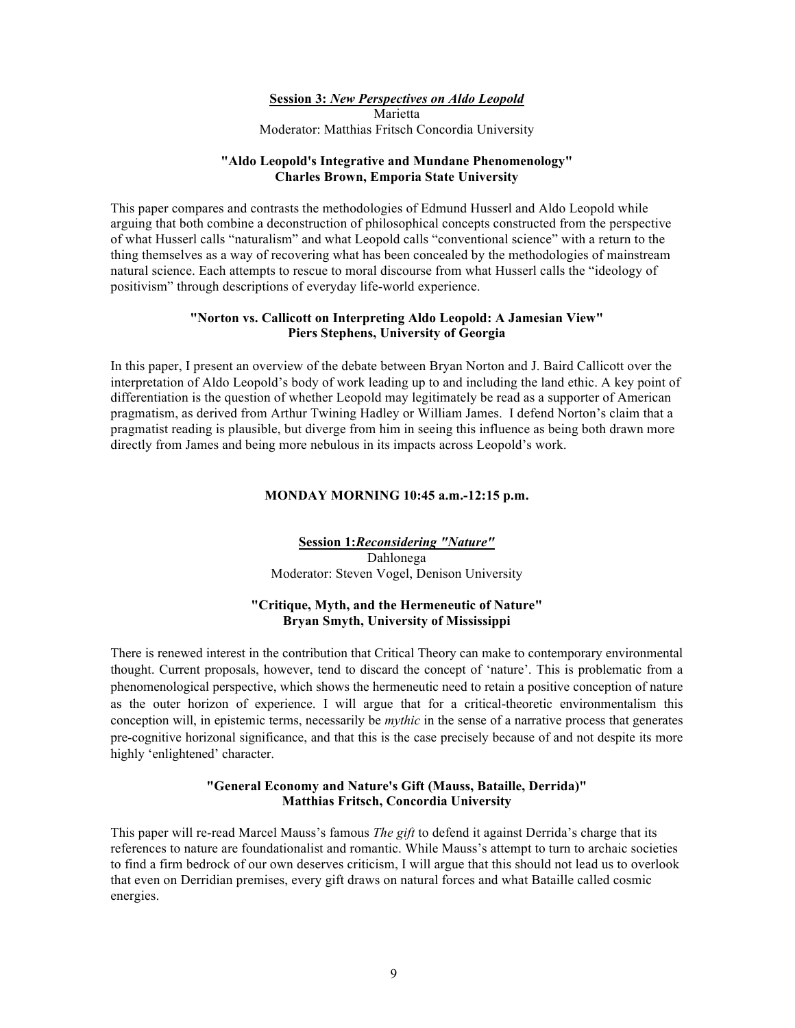**Session 3:** ***New Perspectives on Aldo Leopold***

Marietta

Moderator: Matthias Fritsch Concordia University

**"Aldo Leopold's Integrative and Mundane Phenomenology"**
**Charles Brown, Emporia State University**

This paper compares and contrasts the methodologies of Edmund Husserl and Aldo Leopold while arguing that both combine a deconstruction of philosophical concepts constructed from the perspective of what Husserl calls "naturalism" and what Leopold calls "conventional science" with a return to the thing themselves as a way of recovering what has been concealed by the methodologies of mainstream natural science. Each attempts to rescue to moral discourse from what Husserl calls the "ideology of positivism" through descriptions of everyday life-world experience.

**"Norton vs. Callicott on Interpreting Aldo Leopold: A Jamesian View"**
**Piers Stephens, University of Georgia**

In this paper, I present an overview of the debate between Bryan Norton and J. Baird Callicott over the interpretation of Aldo Leopold's body of work leading up to and including the land ethic. A key point of differentiation is the question of whether Leopold may legitimately be read as a supporter of American pragmatism, as derived from Arthur Twining Hadley or William James. I defend Norton's claim that a pragmatist reading is plausible, but diverge from him in seeing this influence as being both drawn more directly from James and being more nebulous in its impacts across Leopold's work.

## MONDAY MORNING 10:45 a.m.-12:15 p.m.

**Session 1:** ***Reconsidering "Nature"***

Dahlonega

Moderator: Steven Vogel, Denison University

**"Critique, Myth, and the Hermeneutic of Nature"**
**Bryan Smyth, University of Mississippi**

There is renewed interest in the contribution that Critical Theory can make to contemporary environmental thought. Current proposals, however, tend to discard the concept of 'nature'. This is problematic from a phenomenological perspective, which shows the hermeneutic need to retain a positive conception of nature as the outer horizon of experience. I will argue that for a critical-theoretic environmentalism this conception will, in epistemic terms, necessarily be *mythic* in the sense of a narrative process that generates pre-cognitive horizonal significance, and that this is the case precisely because of and not despite its more highly 'enlightened' character.

**"General Economy and Nature's Gift (Mauss, Bataille, Derrida)"**
**Matthias Fritsch, Concordia University**

This paper will re-read Marcel Mauss's famous *The gift* to defend it against Derrida's charge that its references to nature are foundationalist and romantic. While Mauss's attempt to turn to archaic societies to find a firm bedrock of our own deserves criticism, I will argue that this should not lead us to overlook that even on Derridian premises, every gift draws on natural forces and what Bataille called cosmic energies.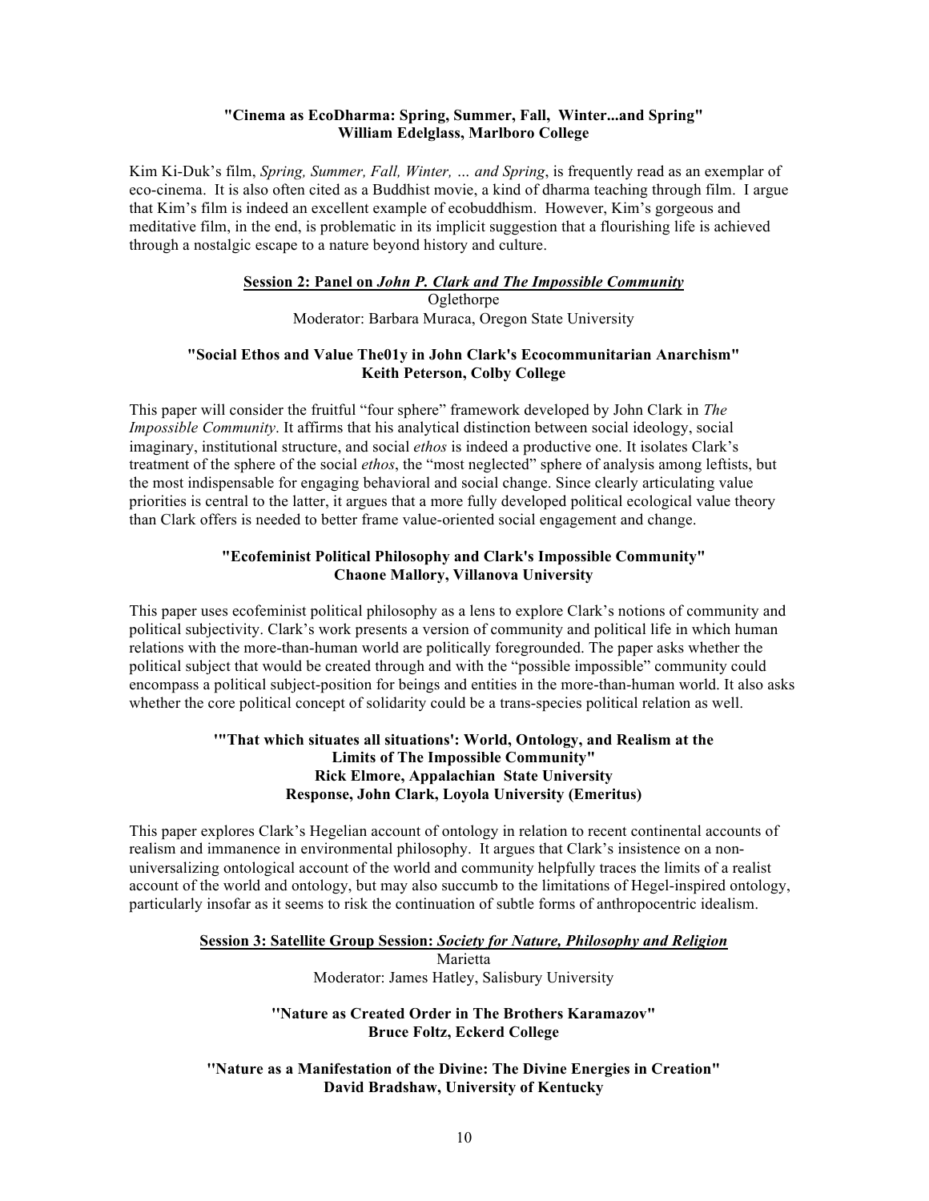**"Cinema as EcoDharma: Spring, Summer, Fall, Winter...and Spring"**
**William Edelglass, Marlboro College**

Kim Ki-Duk's film, *Spring, Summer, Fall, Winter, … and Spring*, is frequently read as an exemplar of eco-cinema. It is also often cited as a Buddhist movie, a kind of dharma teaching through film. I argue that Kim's film is indeed an excellent example of ecobuddhism. However, Kim's gorgeous and meditative film, in the end, is problematic in its implicit suggestion that a flourishing life is achieved through a nostalgic escape to a nature beyond history and culture.

## Session 2: Panel on *John P. Clark and The Impossible Community*

Oglethorpe
Moderator: Barbara Muraca, Oregon State University

**"Social Ethos and Value The01y in John Clark's Ecocommunitarian Anarchism"**
**Keith Peterson, Colby College**

This paper will consider the fruitful "four sphere" framework developed by John Clark in *The Impossible Community*. It affirms that his analytical distinction between social ideology, social imaginary, institutional structure, and social *ethos* is indeed a productive one. It isolates Clark's treatment of the sphere of the social *ethos*, the "most neglected" sphere of analysis among leftists, but the most indispensable for engaging behavioral and social change. Since clearly articulating value priorities is central to the latter, it argues that a more fully developed political ecological value theory than Clark offers is needed to better frame value-oriented social engagement and change.

**"Ecofeminist Political Philosophy and Clark's Impossible Community"**
**Chaone Mallory, Villanova University**

This paper uses ecofeminist political philosophy as a lens to explore Clark's notions of community and political subjectivity. Clark's work presents a version of community and political life in which human relations with the more-than-human world are politically foregrounded. The paper asks whether the political subject that would be created through and with the "possible impossible" community could encompass a political subject-position for beings and entities in the more-than-human world. It also asks whether the core political concept of solidarity could be a trans-species political relation as well.

**"'That which situates all situations': World, Ontology, and Realism at the Limits of The Impossible Community"**
**Rick Elmore, Appalachian State University**
**Response, John Clark, Loyola University (Emeritus)**

This paper explores Clark's Hegelian account of ontology in relation to recent continental accounts of realism and immanence in environmental philosophy. It argues that Clark's insistence on a non-universalizing ontological account of the world and community helpfully traces the limits of a realist account of the world and ontology, but may also succumb to the limitations of Hegel-inspired ontology, particularly insofar as it seems to risk the continuation of subtle forms of anthropocentric idealism.

## Session 3: Satellite Group Session: *Society for Nature, Philosophy and Religion*

Marietta
Moderator: James Hatley, Salisbury University

**"Nature as Created Order in The Brothers Karamazov"**
**Bruce Foltz, Eckerd College**

**"Nature as a Manifestation of the Divine: The Divine Energies in Creation"**
**David Bradshaw, University of Kentucky**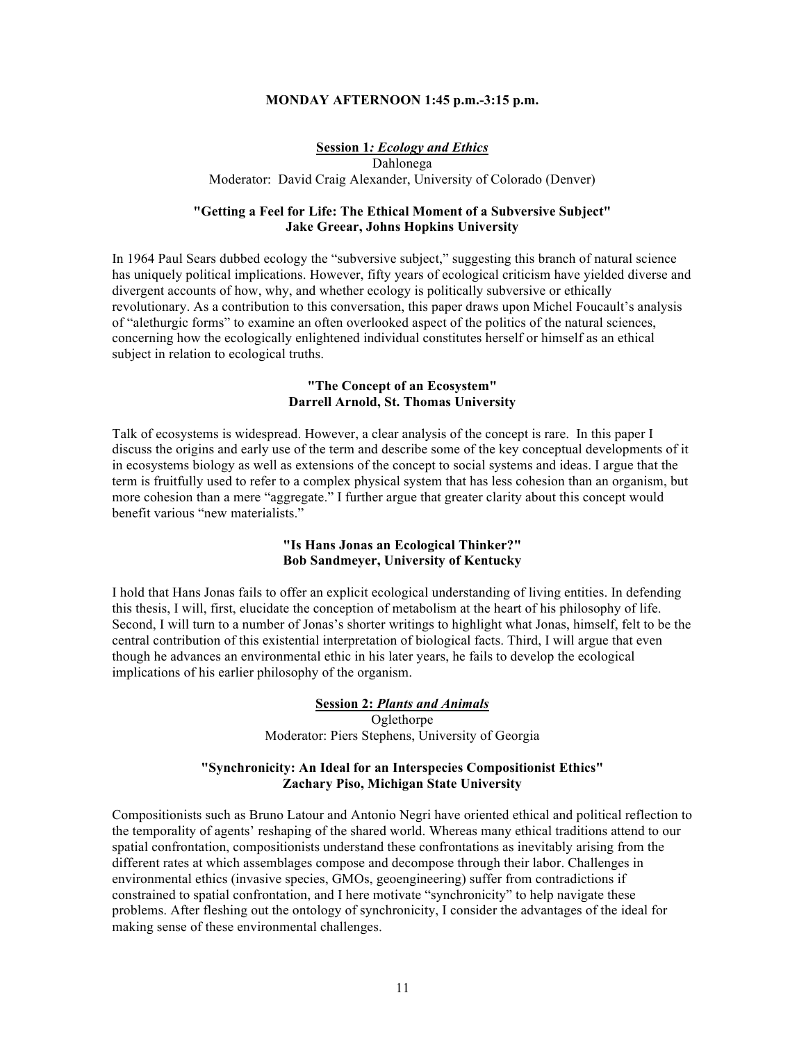## MONDAY AFTERNOON 1:45 p.m.-3:15 p.m.

### Session 1: *Ecology and Ethics*

Dahlonega

Moderator: David Craig Alexander, University of Colorado (Denver)

**"Getting a Feel for Life: The Ethical Moment of a Subversive Subject"**
**Jake Greear, Johns Hopkins University**

In 1964 Paul Sears dubbed ecology the "subversive subject," suggesting this branch of natural science has uniquely political implications. However, fifty years of ecological criticism have yielded diverse and divergent accounts of how, why, and whether ecology is politically subversive or ethically revolutionary. As a contribution to this conversation, this paper draws upon Michel Foucault's analysis of "alethurgic forms" to examine an often overlooked aspect of the politics of the natural sciences, concerning how the ecologically enlightened individual constitutes herself or himself as an ethical subject in relation to ecological truths.

**"The Concept of an Ecosystem"**
**Darrell Arnold, St. Thomas University**

Talk of ecosystems is widespread. However, a clear analysis of the concept is rare. In this paper I discuss the origins and early use of the term and describe some of the key conceptual developments of it in ecosystems biology as well as extensions of the concept to social systems and ideas. I argue that the term is fruitfully used to refer to a complex physical system that has less cohesion than an organism, but more cohesion than a mere "aggregate." I further argue that greater clarity about this concept would benefit various "new materialists."

**"Is Hans Jonas an Ecological Thinker?"**
**Bob Sandmeyer, University of Kentucky**

I hold that Hans Jonas fails to offer an explicit ecological understanding of living entities. In defending this thesis, I will, first, elucidate the conception of metabolism at the heart of his philosophy of life. Second, I will turn to a number of Jonas's shorter writings to highlight what Jonas, himself, felt to be the central contribution of this existential interpretation of biological facts. Third, I will argue that even though he advances an environmental ethic in his later years, he fails to develop the ecological implications of his earlier philosophy of the organism.

### Session 2: *Plants and Animals*

Oglethorpe

Moderator: Piers Stephens, University of Georgia

**"Synchronicity: An Ideal for an Interspecies Compositionist Ethics"**
**Zachary Piso, Michigan State University**

Compositionists such as Bruno Latour and Antonio Negri have oriented ethical and political reflection to the temporality of agents' reshaping of the shared world. Whereas many ethical traditions attend to our spatial confrontation, compositionists understand these confrontations as inevitably arising from the different rates at which assemblages compose and decompose through their labor. Challenges in environmental ethics (invasive species, GMOs, geoengineering) suffer from contradictions if constrained to spatial confrontation, and I here motivate "synchronicity" to help navigate these problems. After fleshing out the ontology of synchronicity, I consider the advantages of the ideal for making sense of these environmental challenges.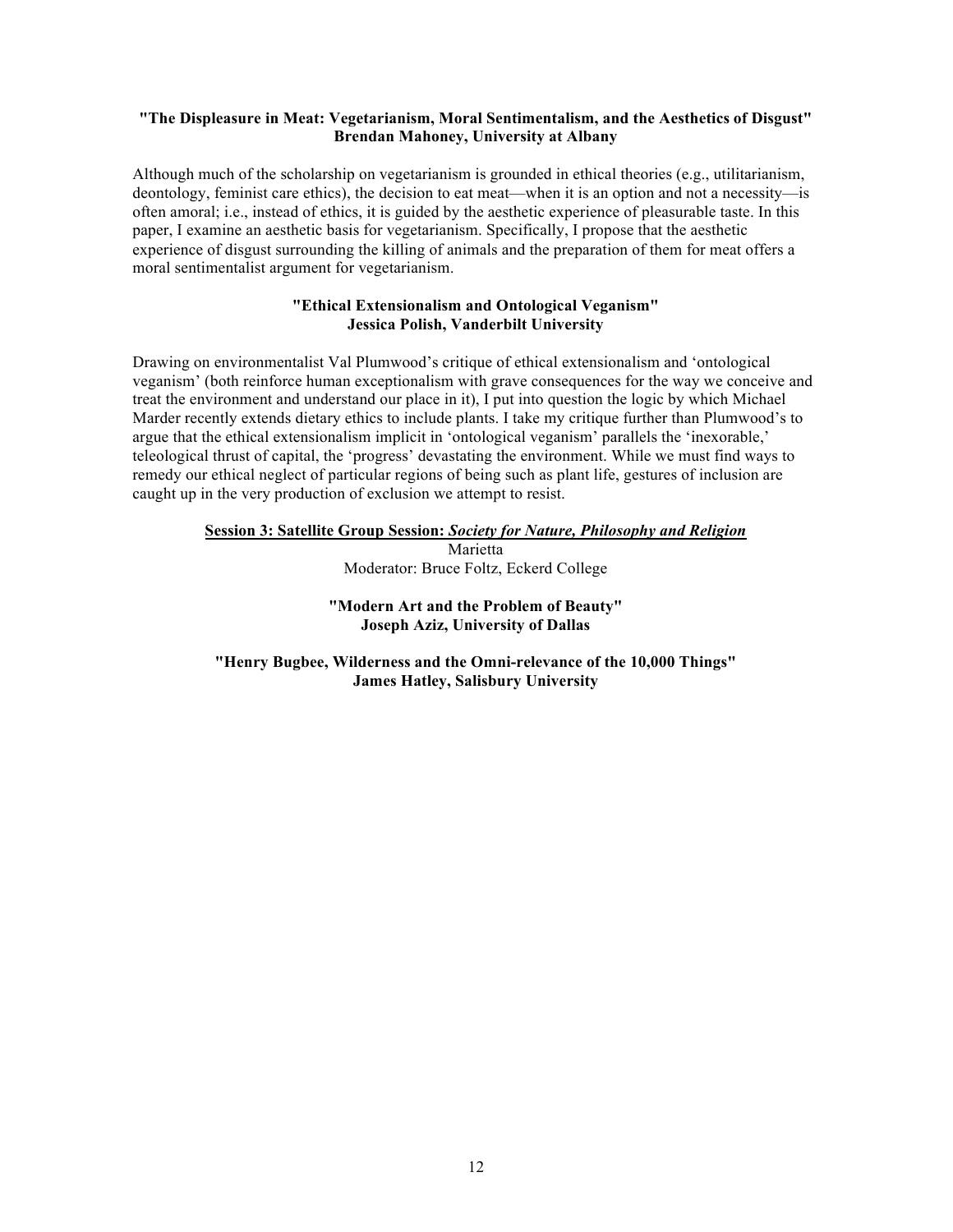**"The Displeasure in Meat: Vegetarianism, Moral Sentimentalism, and the Aesthetics of Disgust"**
**Brendan Mahoney, University at Albany**

Although much of the scholarship on vegetarianism is grounded in ethical theories (e.g., utilitarianism, deontology, feminist care ethics), the decision to eat meat—when it is an option and not a necessity—is often amoral; i.e., instead of ethics, it is guided by the aesthetic experience of pleasurable taste. In this paper, I examine an aesthetic basis for vegetarianism. Specifically, I propose that the aesthetic experience of disgust surrounding the killing of animals and the preparation of them for meat offers a moral sentimentalist argument for vegetarianism.

**"Ethical Extensionalism and Ontological Veganism"**
**Jessica Polish, Vanderbilt University**

Drawing on environmentalist Val Plumwood's critique of ethical extensionalism and 'ontological veganism' (both reinforce human exceptionalism with grave consequences for the way we conceive and treat the environment and understand our place in it), I put into question the logic by which Michael Marder recently extends dietary ethics to include plants. I take my critique further than Plumwood's to argue that the ethical extensionalism implicit in 'ontological veganism' parallels the 'inexorable,' teleological thrust of capital, the 'progress' devastating the environment. While we must find ways to remedy our ethical neglect of particular regions of being such as plant life, gestures of inclusion are caught up in the very production of exclusion we attempt to resist.

**Session 3: Satellite Group Session: *Society for Nature, Philosophy and Religion***

Marietta

Moderator: Bruce Foltz, Eckerd College

**"Modern Art and the Problem of Beauty"**
**Joseph Aziz, University of Dallas**

**"Henry Bugbee, Wilderness and the Omni-relevance of the 10,000 Things"**
**James Hatley, Salisbury University**